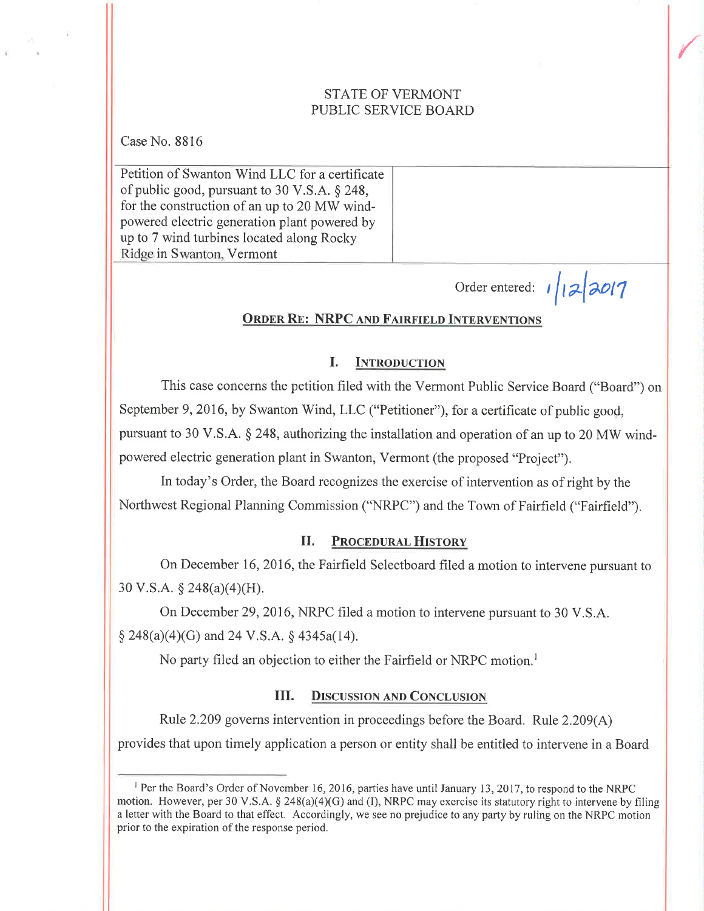STATE OF VERMONT
PUBLIC SERVICE BOARD

Case No. 8816

| Petition of Swanton Wind LLC for a certificate of public good, pursuant to 30 V.S.A. § 248, for the construction of an up to 20 MW wind-powered electric generation plant powered by up to 7 wind turbines located along Rocky Ridge in Swanton, Vermont | |
|---|---|

Order entered: 1/12/2017

## ORDER RE: NRPC AND FAIRFIELD INTERVENTIONS

### I. INTRODUCTION

This case concerns the petition filed with the Vermont Public Service Board ("Board") on September 9, 2016, by Swanton Wind, LLC ("Petitioner"), for a certificate of public good, pursuant to 30 V.S.A. § 248, authorizing the installation and operation of an up to 20 MW wind-powered electric generation plant in Swanton, Vermont (the proposed "Project").

In today's Order, the Board recognizes the exercise of intervention as of right by the Northwest Regional Planning Commission ("NRPC") and the Town of Fairfield ("Fairfield").

### II. PROCEDURAL HISTORY

On December 16, 2016, the Fairfield Selectboard filed a motion to intervene pursuant to 30 V.S.A. § 248(a)(4)(H).

On December 29, 2016, NRPC filed a motion to intervene pursuant to 30 V.S.A. § 248(a)(4)(G) and 24 V.S.A. § 4345a(14).

No party filed an objection to either the Fairfield or NRPC motion.[1]

### III. DISCUSSION AND CONCLUSION

Rule 2.209 governs intervention in proceedings before the Board. Rule 2.209(A) provides that upon timely application a person or entity shall be entitled to intervene in a Board

---

[1] Per the Board's Order of November 16, 2016, parties have until January 13, 2017, to respond to the NRPC motion. However, per 30 V.S.A. § 248(a)(4)(G) and (I), NRPC may exercise its statutory right to intervene by filing a letter with the Board to that effect. Accordingly, we see no prejudice to any party by ruling on the NRPC motion prior to the expiration of the response period.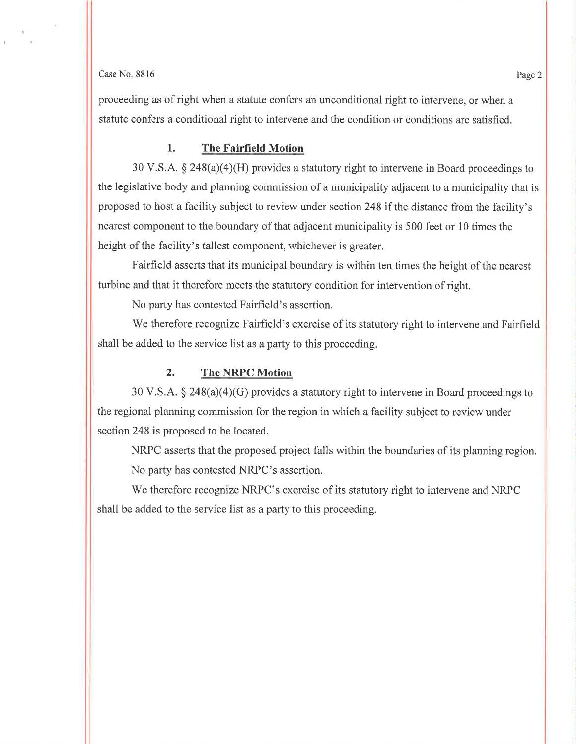proceeding as of right when a statute confers an unconditional right to intervene, or when a statute confers a conditional right to intervene and the condition or conditions are satisfied.

### 1. The Fairfield Motion

30 V.S.A. § 248(a)(4)(H) provides a statutory right to intervene in Board proceedings to the legislative body and planning commission of a municipality adjacent to a municipality that is proposed to host a facility subject to review under section 248 if the distance from the facility's nearest component to the boundary of that adjacent municipality is 500 feet or 10 times the height of the facility's tallest component, whichever is greater.

Fairfield asserts that its municipal boundary is within ten times the height of the nearest turbine and that it therefore meets the statutory condition for intervention of right.

No party has contested Fairfield's assertion.

We therefore recognize Fairfield's exercise of its statutory right to intervene and Fairfield shall be added to the service list as a party to this proceeding.

### 2. The NRPC Motion

30 V.S.A. § 248(a)(4)(G) provides a statutory right to intervene in Board proceedings to the regional planning commission for the region in which a facility subject to review under section 248 is proposed to be located.

NRPC asserts that the proposed project falls within the boundaries of its planning region.

No party has contested NRPC's assertion.

We therefore recognize NRPC's exercise of its statutory right to intervene and NRPC shall be added to the service list as a party to this proceeding.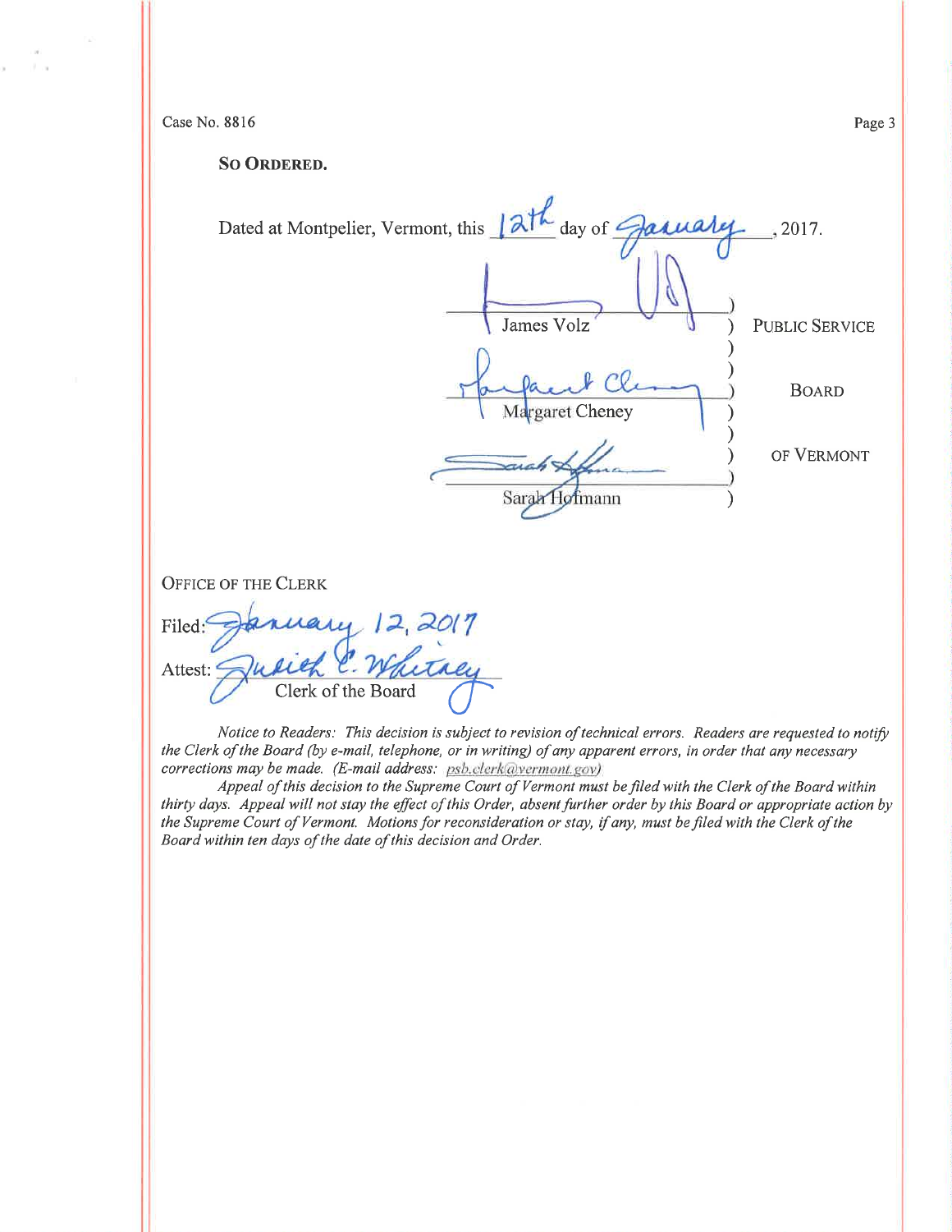Case No. 8816

**SO ORDERED.**

Dated at Montpelier, Vermont, this 12th day of January, 2017.

| | |
|---|---|
| James Volz | PUBLIC SERVICE |
| Margaret Cheney | BOARD |
| Sarah Hofmann | OF VERMONT |

OFFICE OF THE CLERK

Filed: January 12, 2017

Attest: Judith C. Whitney
Clerk of the Board

*Notice to Readers: This decision is subject to revision of technical errors. Readers are requested to notify the Clerk of the Board (by e-mail, telephone, or in writing) of any apparent errors, in order that any necessary corrections may be made. (E-mail address: psb.clerk@vermont.gov)*

*Appeal of this decision to the Supreme Court of Vermont must be filed with the Clerk of the Board within thirty days. Appeal will not stay the effect of this Order, absent further order by this Board or appropriate action by the Supreme Court of Vermont. Motions for reconsideration or stay, if any, must be filed with the Clerk of the Board within ten days of the date of this decision and Order.*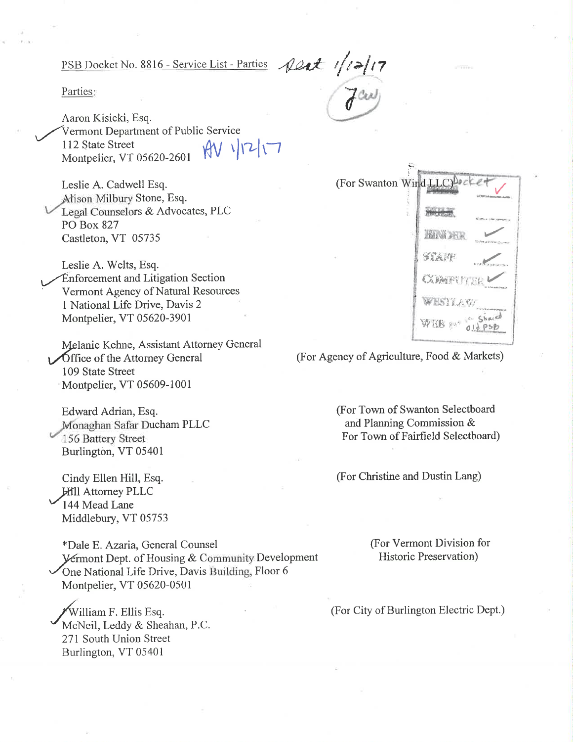PSB Docket No. 8816 - Service List - Parties

Parties:

Aaron Kisicki, Esq.
Vermont Department of Public Service
112 State Street
Montpelier, VT 05620-2601

Leslie A. Cadwell Esq.
Alison Milbury Stone, Esq.
Legal Counselors & Advocates, PLC
PO Box 827
Castleton, VT 05735

(For Swanton Wind LLC)

Leslie A. Welts, Esq.
Enforcement and Litigation Section
Vermont Agency of Natural Resources
1 National Life Drive, Davis 2
Montpelier, VT 05620-3901

Melanie Kehne, Assistant Attorney General
Office of the Attorney General
109 State Street
Montpelier, VT 05609-1001

(For Agency of Agriculture, Food & Markets)

Edward Adrian, Esq.
Monaghan Safar Ducham PLLC
156 Battery Street
Burlington, VT 05401

(For Town of Swanton Selectboard and Planning Commission & For Town of Fairfield Selectboard)

Cindy Ellen Hill, Esq.
Hill Attorney PLLC
144 Mead Lane
Middlebury, VT 05753

(For Christine and Dustin Lang)

*Dale E. Azaria, General Counsel
Vermont Dept. of Housing & Community Development
One National Life Drive, Davis Building, Floor 6
Montpelier, VT 05620-0501

(For Vermont Division for Historic Preservation)

William F. Ellis Esq.
McNeil, Leddy & Sheahan, P.C.
271 South Union Street
Burlington, VT 05401

(For City of Burlington Electric Dept.)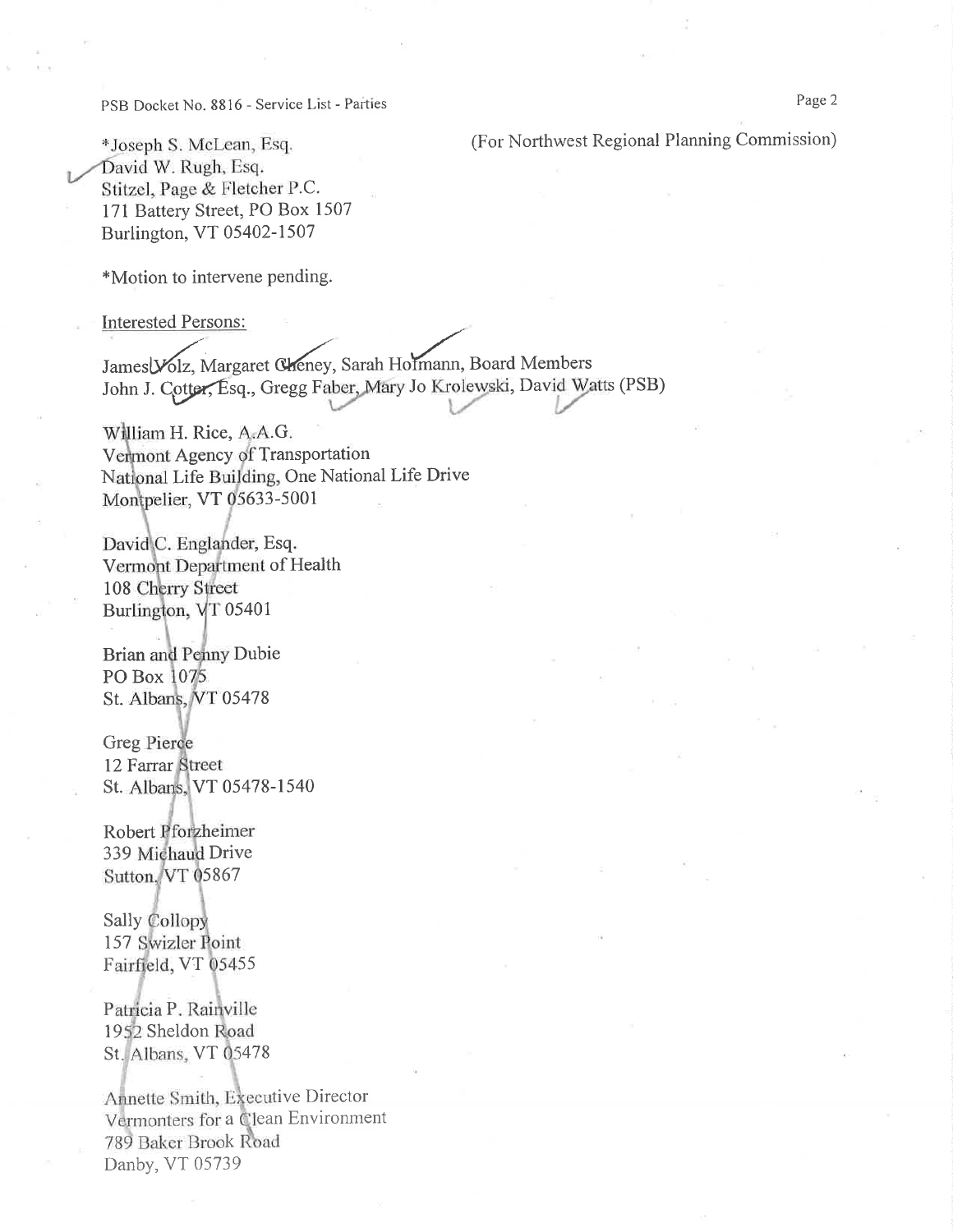*Joseph S. McLean, Esq.
David W. Rugh, Esq.
Stitzel, Page & Fletcher P.C.
171 Battery Street, PO Box 1507
Burlington, VT 05402-1507

(For Northwest Regional Planning Commission)

*Motion to intervene pending.

Interested Persons:

James Volz, Margaret Cheney, Sarah Hofmann, Board Members
John J. Cotter, Esq., Gregg Faber, Mary Jo Krolewski, David Watts (PSB)

William H. Rice, A.A.G.
Vermont Agency of Transportation
National Life Building, One National Life Drive
Montpelier, VT 05633-5001

David C. Englander, Esq.
Vermont Department of Health
108 Cherry Street
Burlington, VT 05401

Brian and Penny Dubie
PO Box 1075
St. Albans, VT 05478

Greg Pierce
12 Farrar Street
St. Albans, VT 05478-1540

Robert Pforzheimer
339 Michaud Drive
Sutton, VT 05867

Sally Collopy
157 Swizler Point
Fairfield, VT 05455

Patricia P. Rainville
1952 Sheldon Road
St. Albans, VT 05478

Annette Smith, Executive Director
Vermonters for a Clean Environment
789 Baker Brook Road
Danby, VT 05739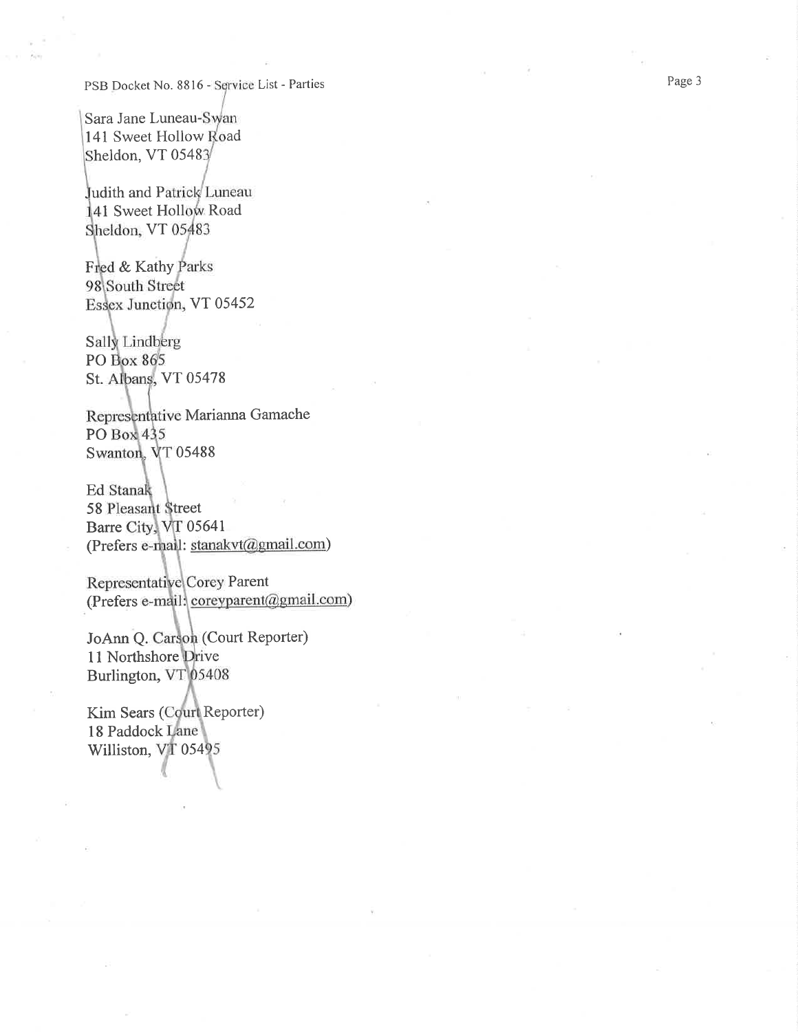Sara Jane Luneau-Swan
141 Sweet Hollow Road
Sheldon, VT 05483

Judith and Patrick Luneau
141 Sweet Hollow Road
Sheldon, VT 05483

Fred & Kathy Parks
98 South Street
Essex Junction, VT 05452

Sally Lindberg
PO Box 865
St. Albans, VT 05478

Representative Marianna Gamache
PO Box 435
Swanton, VT 05488

Ed Stanak
58 Pleasant Street
Barre City, VT 05641
(Prefers e-mail: stanakvt@gmail.com)

Representative Corey Parent
(Prefers e-mail: coreyparent@gmail.com)

JoAnn Q. Carson (Court Reporter)
11 Northshore Drive
Burlington, VT 05408

Kim Sears (Court Reporter)
18 Paddock Lane
Williston, VT 05495